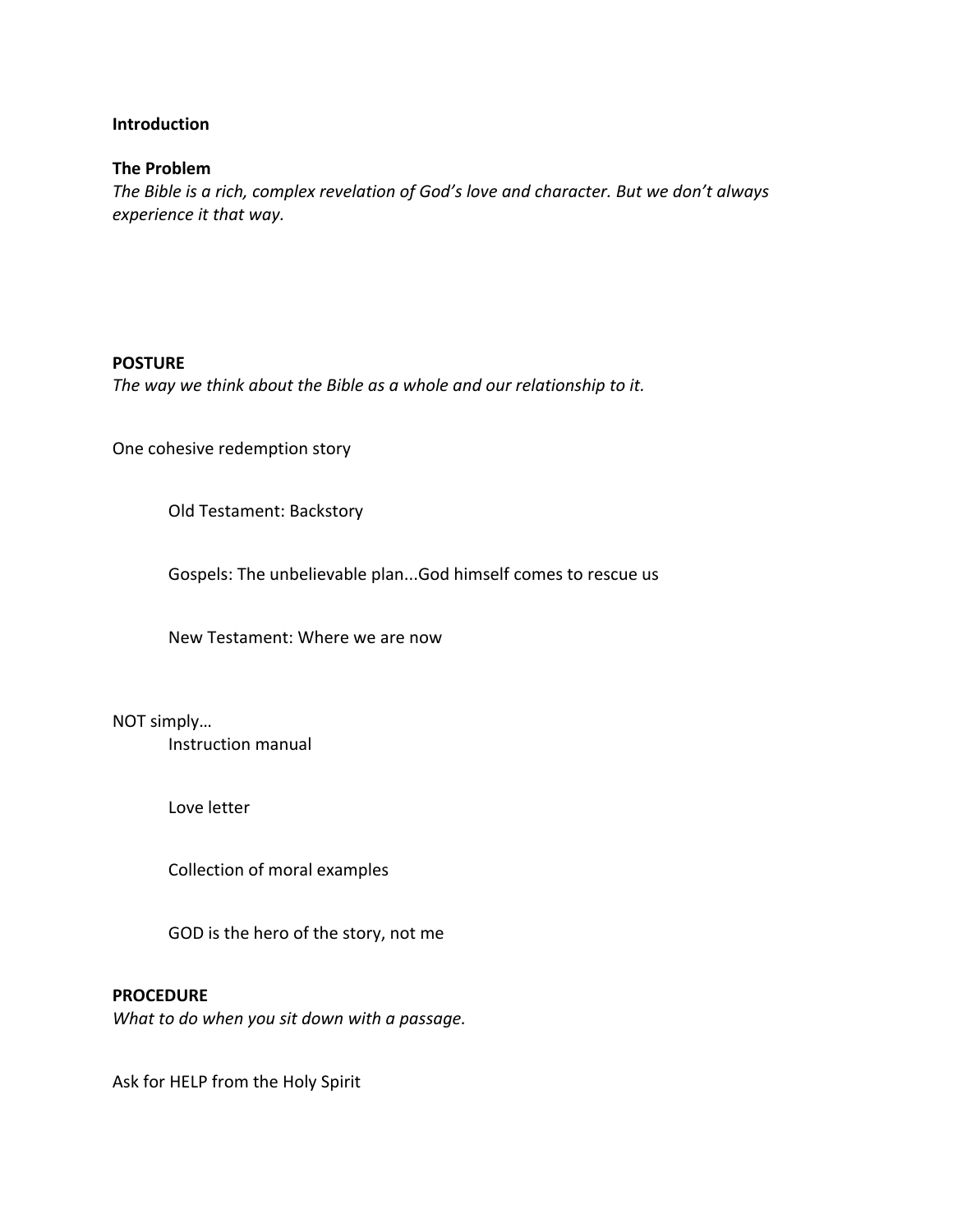**Introduction**

**The Problem**

*The Bible is a rich, complex revelation of God's love and character. But we don't always experience it that way.*

**POSTURE**

*The way we think about the Bible as a whole and our relationship to it.*

One cohesive redemption story

- Old Testament: Backstory
- Gospels: The unbelievable plan...God himself comes to rescue us
- New Testament: Where we are now

NOT simply…

- Instruction manual
- Love letter
- Collection of moral examples
- GOD is the hero of the story, not me

**PROCEDURE**

*What to do when you sit down with a passage.*

Ask for HELP from the Holy Spirit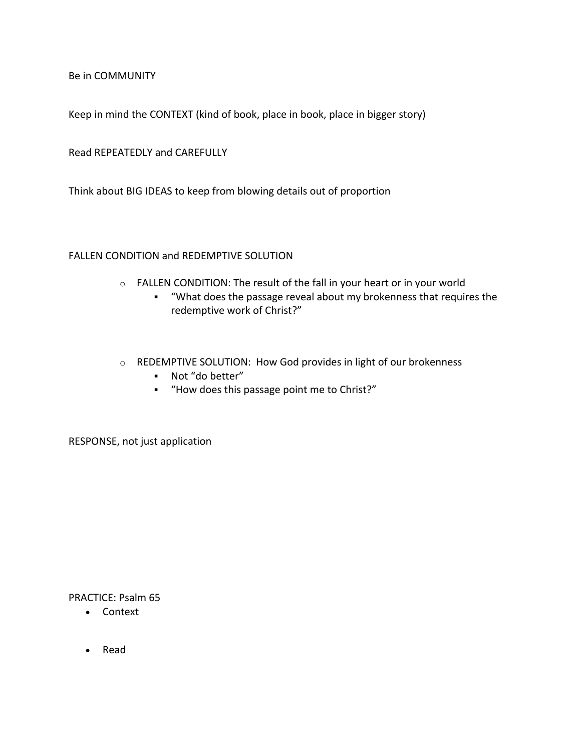Be in COMMUNITY

Keep in mind the CONTEXT (kind of book, place in book, place in bigger story)

Read REPEATEDLY and CAREFULLY

Think about BIG IDEAS to keep from blowing details out of proportion

FALLEN CONDITION and REDEMPTIVE SOLUTION

- FALLEN CONDITION: The result of the fall in your heart or in your world
  - "What does the passage reveal about my brokenness that requires the redemptive work of Christ?"

- REDEMPTIVE SOLUTION: How God provides in light of our brokenness
  - Not "do better"
  - "How does this passage point me to Christ?"

RESPONSE, not just application

PRACTICE: Psalm 65

- Context

- Read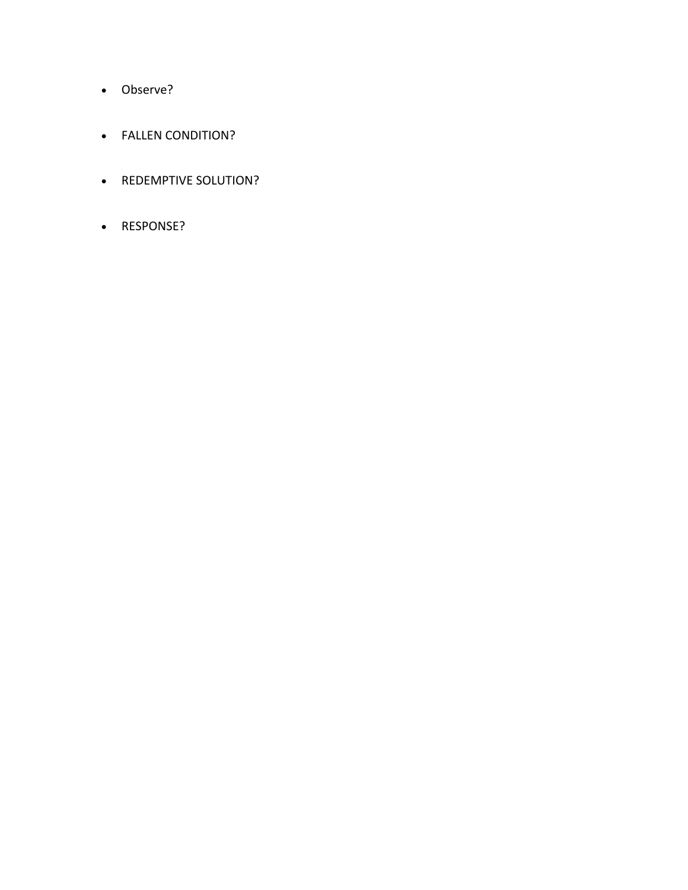- Observe?

- FALLEN CONDITION?

- REDEMPTIVE SOLUTION?

- RESPONSE?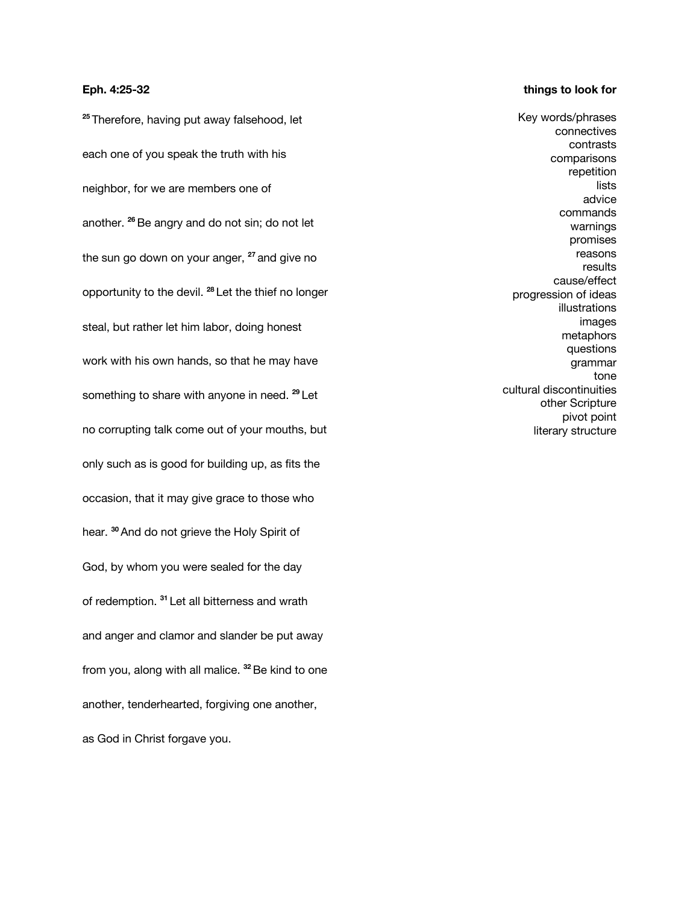**Eph. 4:25-32**

[25] Therefore, having put away falsehood, let each one of you speak the truth with his neighbor, for we are members one of another. [26] Be angry and do not sin; do not let the sun go down on your anger, [27] and give no opportunity to the devil. [28] Let the thief no longer steal, but rather let him labor, doing honest work with his own hands, so that he may have something to share with anyone in need. [29] Let no corrupting talk come out of your mouths, but only such as is good for building up, as fits the occasion, that it may give grace to those who hear. [30] And do not grieve the Holy Spirit of God, by whom you were sealed for the day of redemption. [31] Let all bitterness and wrath and anger and clamor and slander be put away from you, along with all malice. [32] Be kind to one another, tenderhearted, forgiving one another, as God in Christ forgave you.

**things to look for**

Key words/phrases
connectives
contrasts
comparisons
repetition
lists
advice
commands
warnings
promises
reasons
results
cause/effect
progression of ideas
illustrations
images
metaphors
questions
grammar
tone
cultural discontinuities
other Scripture
pivot point
literary structure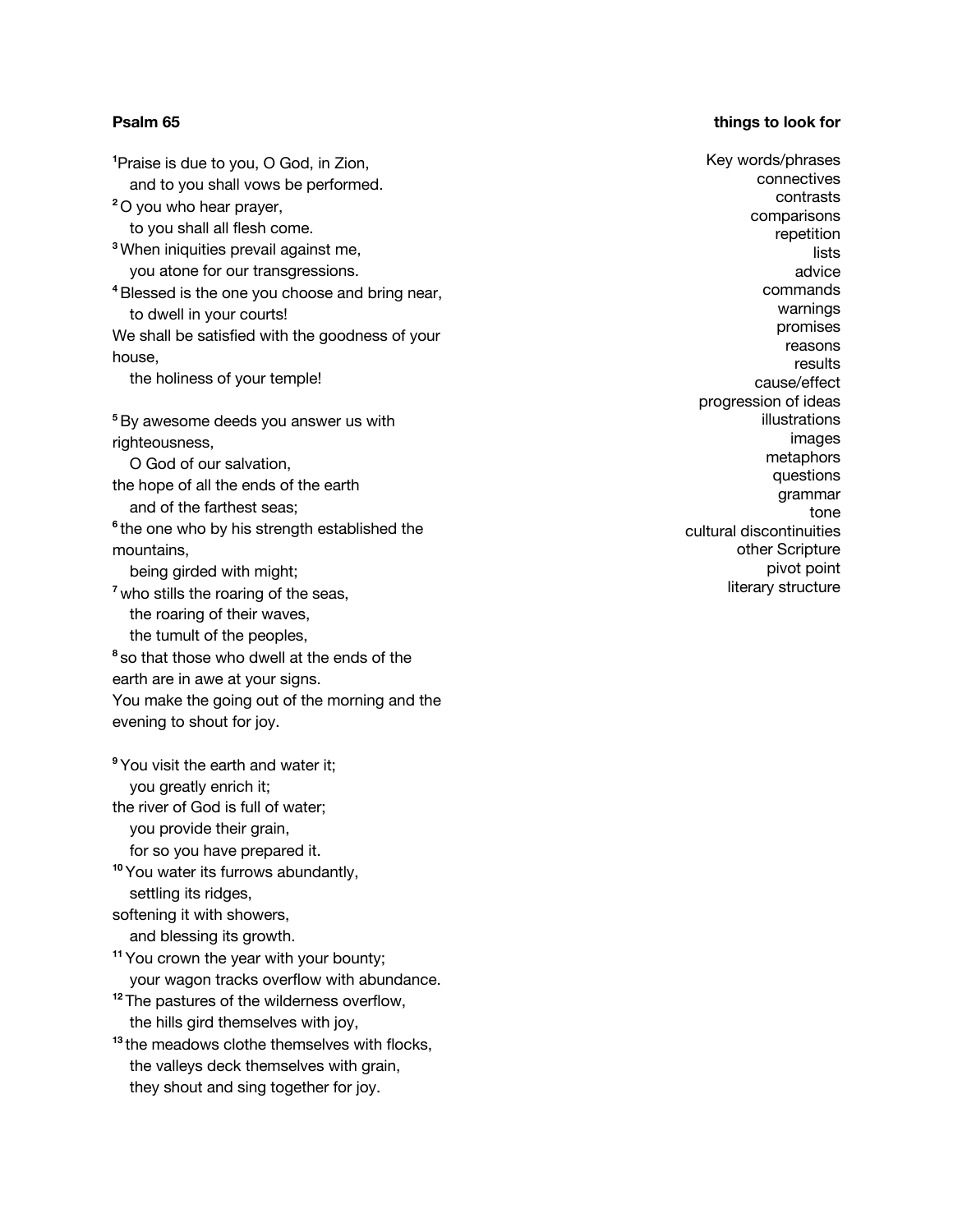**Psalm 65**

[1]Praise is due to you, O God, in Zion,
and to you shall vows be performed.
[2] O you who hear prayer,
to you shall all flesh come.
[3] When iniquities prevail against me,
you atone for our transgressions.
[4] Blessed is the one you choose and bring near,
to dwell in your courts!
We shall be satisfied with the goodness of your house,
the holiness of your temple!

[5] By awesome deeds you answer us with righteousness,
O God of our salvation,
the hope of all the ends of the earth
and of the farthest seas;
[6] the one who by his strength established the mountains,
being girded with might;
[7] who stills the roaring of the seas,
the roaring of their waves,
the tumult of the peoples,
[8] so that those who dwell at the ends of the earth are in awe at your signs.
You make the going out of the morning and the evening to shout for joy.

[9] You visit the earth and water it;
you greatly enrich it;
the river of God is full of water;
you provide their grain,
for so you have prepared it.
[10] You water its furrows abundantly,
settling its ridges,
softening it with showers,
and blessing its growth.
[11] You crown the year with your bounty;
your wagon tracks overflow with abundance.
[12] The pastures of the wilderness overflow,
the hills gird themselves with joy,
[13] the meadows clothe themselves with flocks,
the valleys deck themselves with grain,
they shout and sing together for joy.

**things to look for**

Key words/phrases
connectives
contrasts
comparisons
repetition
lists
advice
commands
warnings
promises
reasons
results
cause/effect
progression of ideas
illustrations
images
metaphors
questions
grammar
tone
cultural discontinuities
other Scripture
pivot point
literary structure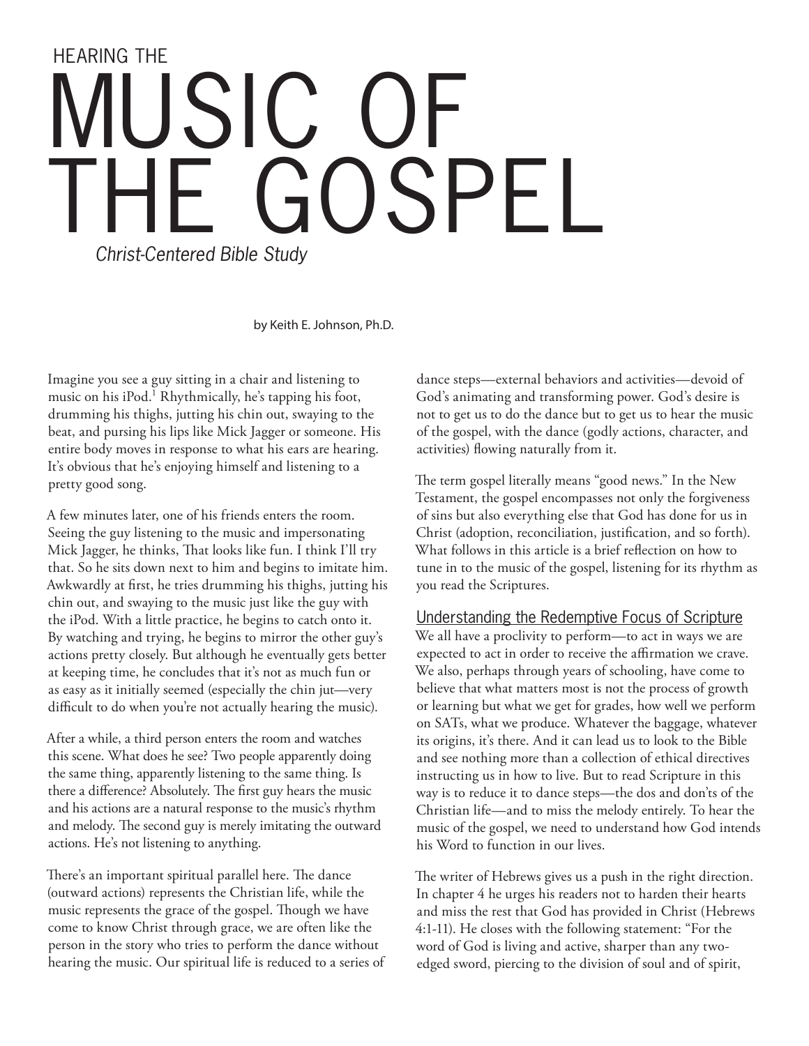HEARING THE

# MUSIC OF THE GOSPEL

*Christ-Centered Bible Study*

by Keith E. Johnson, Ph.D.

Imagine you see a guy sitting in a chair and listening to music on his iPod.[1] Rhythmically, he's tapping his foot, drumming his thighs, jutting his chin out, swaying to the beat, and pursing his lips like Mick Jagger or someone. His entire body moves in response to what his ears are hearing. It's obvious that he's enjoying himself and listening to a pretty good song.

A few minutes later, one of his friends enters the room. Seeing the guy listening to the music and impersonating Mick Jagger, he thinks, That looks like fun. I think I'll try that. So he sits down next to him and begins to imitate him. Awkwardly at first, he tries drumming his thighs, jutting his chin out, and swaying to the music just like the guy with the iPod. With a little practice, he begins to catch onto it. By watching and trying, he begins to mirror the other guy's actions pretty closely. But although he eventually gets better at keeping time, he concludes that it's not as much fun or as easy as it initially seemed (especially the chin jut—very difficult to do when you're not actually hearing the music).

After a while, a third person enters the room and watches this scene. What does he see? Two people apparently doing the same thing, apparently listening to the same thing. Is there a difference? Absolutely. The first guy hears the music and his actions are a natural response to the music's rhythm and melody. The second guy is merely imitating the outward actions. He's not listening to anything.

There's an important spiritual parallel here. The dance (outward actions) represents the Christian life, while the music represents the grace of the gospel. Though we have come to know Christ through grace, we are often like the person in the story who tries to perform the dance without hearing the music. Our spiritual life is reduced to a series of dance steps—external behaviors and activities—devoid of God's animating and transforming power. God's desire is not to get us to do the dance but to get us to hear the music of the gospel, with the dance (godly actions, character, and activities) flowing naturally from it.

The term gospel literally means "good news." In the New Testament, the gospel encompasses not only the forgiveness of sins but also everything else that God has done for us in Christ (adoption, reconciliation, justification, and so forth). What follows in this article is a brief reflection on how to tune in to the music of the gospel, listening for its rhythm as you read the Scriptures.

## Understanding the Redemptive Focus of Scripture

We all have a proclivity to perform—to act in ways we are expected to act in order to receive the affirmation we crave. We also, perhaps through years of schooling, have come to believe that what matters most is not the process of growth or learning but what we get for grades, how well we perform on SATs, what we produce. Whatever the baggage, whatever its origins, it's there. And it can lead us to look to the Bible and see nothing more than a collection of ethical directives instructing us in how to live. But to read Scripture in this way is to reduce it to dance steps—the dos and don'ts of the Christian life—and to miss the melody entirely. To hear the music of the gospel, we need to understand how God intends his Word to function in our lives.

The writer of Hebrews gives us a push in the right direction. In chapter 4 he urges his readers not to harden their hearts and miss the rest that God has provided in Christ (Hebrews 4:1-11). He closes with the following statement: "For the word of God is living and active, sharper than any two-edged sword, piercing to the division of soul and of spirit,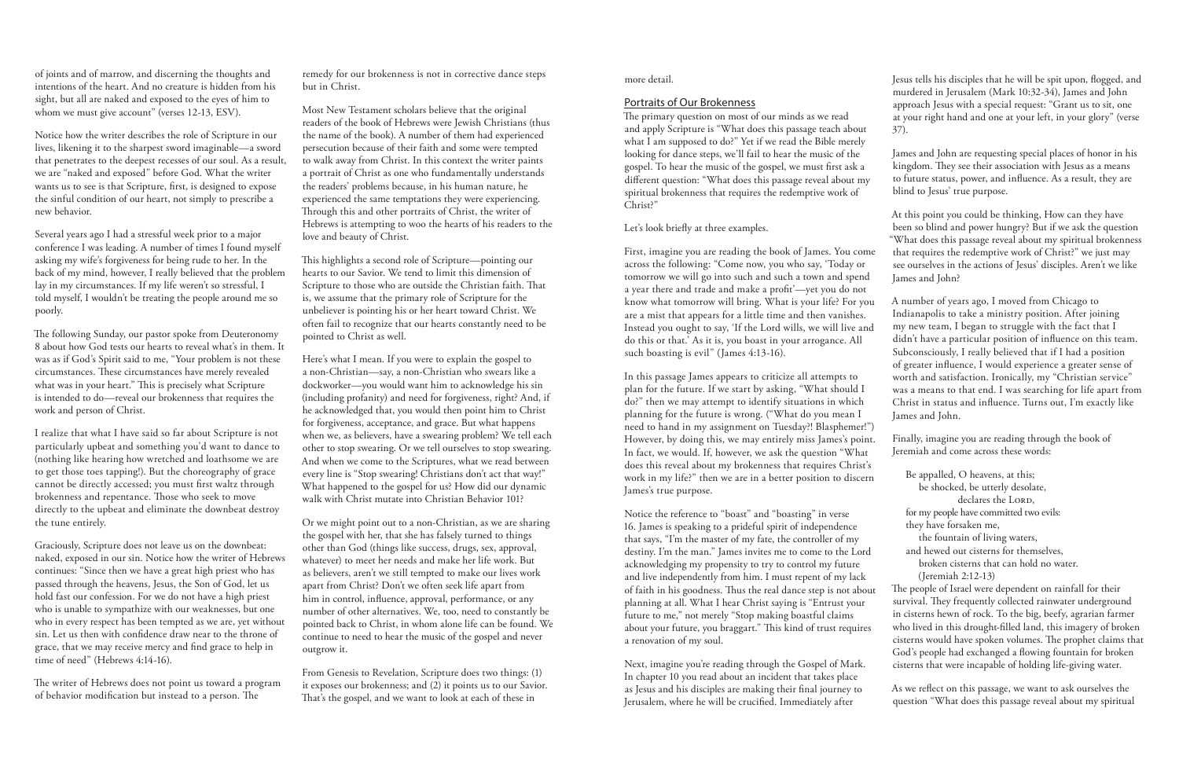of joints and of marrow, and discerning the thoughts and intentions of the heart. And no creature is hidden from his sight, but all are naked and exposed to the eyes of him to whom we must give account" (verses 12-13, ESV).

Notice how the writer describes the role of Scripture in our lives, likening it to the sharpest sword imaginable—a sword that penetrates to the deepest recesses of our soul. As a result, we are "naked and exposed" before God. What the writer wants us to see is that Scripture, first, is designed to expose the sinful condition of our heart, not simply to prescribe a new behavior.

Several years ago I had a stressful week prior to a major conference I was leading. A number of times I found myself asking my wife's forgiveness for being rude to her. In the back of my mind, however, I really believed that the problem lay in my circumstances. If my life weren't so stressful, I told myself, I wouldn't be treating the people around me so poorly.

The following Sunday, our pastor spoke from Deuteronomy 8 about how God tests our hearts to reveal what's in them. It was as if God's Spirit said to me, "Your problem is not these circumstances. These circumstances have merely revealed what was in your heart." This is precisely what Scripture is intended to do—reveal our brokenness that requires the work and person of Christ.

I realize that what I have said so far about Scripture is not particularly upbeat and something you'd want to dance to (nothing like hearing how wretched and loathsome we are to get those toes tapping!). But the choreography of grace cannot be directly accessed; you must first waltz through brokenness and repentance. Those who seek to move directly to the upbeat and eliminate the downbeat destroy the tune entirely.

Graciously, Scripture does not leave us on the downbeat: naked, exposed in our sin. Notice how the writer of Hebrews continues: "Since then we have a great high priest who has passed through the heavens, Jesus, the Son of God, let us hold fast our confession. For we do not have a high priest who is unable to sympathize with our weaknesses, but one who in every respect has been tempted as we are, yet without sin. Let us then with confidence draw near to the throne of grace, that we may receive mercy and find grace to help in time of need" (Hebrews 4:14-16).

The writer of Hebrews does not point us toward a program of behavior modification but instead to a person. The remedy for our brokenness is not in corrective dance steps but in Christ.

Most New Testament scholars believe that the original readers of the book of Hebrews were Jewish Christians (thus the name of the book). A number of them had experienced persecution because of their faith and some were tempted to walk away from Christ. In this context the writer paints a portrait of Christ as one who fundamentally understands the readers' problems because, in his human nature, he experienced the same temptations they were experiencing. Through this and other portraits of Christ, the writer of Hebrews is attempting to woo the hearts of his readers to the love and beauty of Christ.

This highlights a second role of Scripture—pointing our hearts to our Savior. We tend to limit this dimension of Scripture to those who are outside the Christian faith. That is, we assume that the primary role of Scripture for the unbeliever is pointing his or her heart toward Christ. We often fail to recognize that our hearts constantly need to be pointed to Christ as well.

Here's what I mean. If you were to explain the gospel to a non-Christian—say, a non-Christian who swears like a dockworker—you would want him to acknowledge his sin (including profanity) and need for forgiveness, right? And, if he acknowledged that, you would then point him to Christ for forgiveness, acceptance, and grace. But what happens when we, as believers, have a swearing problem? We tell each other to stop swearing. Or we tell ourselves to stop swearing. And when we come to the Scriptures, what we read between every line is "Stop swearing! Christians don't act that way!" What happened to the gospel for us? How did our dynamic walk with Christ mutate into Christian Behavior 101?

Or we might point out to a non-Christian, as we are sharing the gospel with her, that she has falsely turned to things other than God (things like success, drugs, sex, approval, whatever) to meet her needs and make her life work. But as believers, aren't we still tempted to make our lives work apart from Christ? Don't we often seek life apart from him in control, influence, approval, performance, or any number of other alternatives. We, too, need to constantly be pointed back to Christ, in whom alone life can be found. We continue to need to hear the music of the gospel and never outgrow it.

From Genesis to Revelation, Scripture does two things: (1) it exposes our brokenness; and (2) it points us to our Savior. That's the gospel, and we want to look at each of these in more detail.

## Portraits of Our Brokenness

The primary question on most of our minds as we read and apply Scripture is "What does this passage teach about what I am supposed to do?" Yet if we read the Bible merely looking for dance steps, we'll fail to hear the music of the gospel. To hear the music of the gospel, we must first ask a different question: "What does this passage reveal about my spiritual brokenness that requires the redemptive work of Christ?"

Let's look briefly at three examples.

First, imagine you are reading the book of James. You come across the following: "Come now, you who say, 'Today or tomorrow we will go into such and such a town and spend a year there and trade and make a profit'—yet you do not know what tomorrow will bring. What is your life? For you are a mist that appears for a little time and then vanishes. Instead you ought to say, 'If the Lord wills, we will live and do this or that.' As it is, you boast in your arrogance. All such boasting is evil" (James 4:13-16).

In this passage James appears to criticize all attempts to plan for the future. If we start by asking, "What should I do?" then we may attempt to identify situations in which planning for the future is wrong. ("What do you mean I need to hand in my assignment on Tuesday?! Blasphemer!") However, by doing this, we may entirely miss James's point. In fact, we would. If, however, we ask the question "What does this reveal about my brokenness that requires Christ's work in my life?" then we are in a better position to discern James's true purpose.

Notice the reference to "boast" and "boasting" in verse 16. James is speaking to a prideful spirit of independence that says, "I'm the master of my fate, the controller of my destiny. I'm the man." James invites me to come to the Lord acknowledging my propensity to try to control my future and live independently from him. I must repent of my lack of faith in his goodness. Thus the real dance step is not about planning at all. What I hear Christ saying is "Entrust your future to me," not merely "Stop making boastful claims about your future, you braggart." This kind of trust requires a renovation of my soul.

Next, imagine you're reading through the Gospel of Mark. In chapter 10 you read about an incident that takes place as Jesus and his disciples are making their final journey to Jerusalem, where he will be crucified. Immediately after Jesus tells his disciples that he will be spit upon, flogged, and murdered in Jerusalem (Mark 10:32-34), James and John approach Jesus with a special request: "Grant us to sit, one at your right hand and one at your left, in your glory" (verse 37).

James and John are requesting special places of honor in his kingdom. They see their association with Jesus as a means to future status, power, and influence. As a result, they are blind to Jesus' true purpose.

At this point you could be thinking, How can they have been so blind and power hungry? But if we ask the question "What does this passage reveal about my spiritual brokenness that requires the redemptive work of Christ?" we just may see ourselves in the actions of Jesus' disciples. Aren't we like James and John?

A number of years ago, I moved from Chicago to Indianapolis to take a ministry position. After joining my new team, I began to struggle with the fact that I didn't have a particular position of influence on this team. Subconsciously, I really believed that if I had a position of greater influence, I would experience a greater sense of worth and satisfaction. Ironically, my "Christian service" was a means to that end. I was searching for life apart from Christ in status and influence. Turns out, I'm exactly like James and John.

Finally, imagine you are reading through the book of Jeremiah and come across these words:

> Be appalled, O heavens, at this;
> be shocked, be utterly desolate,
> declares the Lord,
> for my people have committed two evils:
> they have forsaken me,
> the fountain of living waters,
> and hewed out cisterns for themselves,
> broken cisterns that can hold no water.
> (Jeremiah 2:12-13)

The people of Israel were dependent on rainfall for their survival. They frequently collected rainwater underground in cisterns hewn of rock. To the big, beefy, agrarian farmer who lived in this drought-filled land, this imagery of broken cisterns would have spoken volumes. The prophet claims that God's people had exchanged a flowing fountain for broken cisterns that were incapable of holding life-giving water.

As we reflect on this passage, we want to ask ourselves the question "What does this passage reveal about my spiritual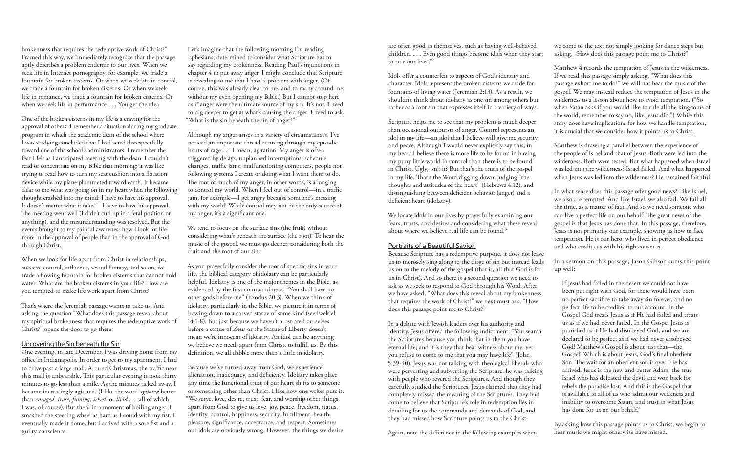brokenness that requires the redemptive work of Christ?" Framed this way, we immediately recognize that the passage aptly describes a problem endemic to our lives. When we seek life in Internet pornography, for example, we trade a fountain for broken cisterns. Or when we seek life in control, we trade a fountain for broken cisterns. Or when we seek life in romance, we trade a fountain for broken cisterns. Or when we seek life in performance . . . You get the idea.

One of the broken cisterns in my life is a craving for the approval of others. I remember a situation during my graduate program in which the academic dean of the school where I was studying concluded that I had acted disrespectfully toward one of the school's administrators. I remember the fear I felt as I anticipated meeting with the dean. I couldn't read or concentrate on my Bible that morning; it was like trying to read how to turn my seat cushion into a flotation device while my plane plummeted toward earth. It became clear to me what was going on in my heart when the following thought crashed into my mind: I have to have his approval. It doesn't matter what it takes—I have to have his approval. The meeting went well (I didn't curl up in a fetal position or anything), and the misunderstanding was resolved. But the events brought to my painful awareness how I look for life more in the approval of people than in the approval of God through Christ.

When we look for life apart from Christ in relationships, success, control, influence, sexual fantasy, and so on, we trade a flowing fountain for broken cisterns that cannot hold water. What are the broken cisterns in your life? How are you tempted to make life work apart from Christ?

That's where the Jeremiah passage wants to take us. And asking the question "What does this passage reveal about my spiritual brokenness that requires the redemptive work of Christ?" opens the door to go there.

## Uncovering the Sin beneath the Sin

One evening, in late December, I was driving home from my office in Indianapolis. In order to get to my apartment, I had to drive past a large mall. Around Christmas, the traffic near this mall is unbearable. This particular evening it took thirty minutes to go less than a mile. As the minutes ticked away, I became increasingly agitated. (I like the word *agitated* better than *enraged, irate, fuming, irked*, or *livid* . . . all of which I was, of course). But then, in a moment of boiling anger, I smashed the steering wheel as hard as I could with my fist. I eventually made it home, but I arrived with a sore fist and a guilty conscience.

Let's imagine that the following morning I'm reading Ephesians, determined to consider what Scripture has to say regarding my brokenness. Reading Paul's injunctions in chapter 4 to put away anger, I might conclude that Scripture is revealing to me that I have a problem with anger. (Of course, this was already clear to me, and to many around me, without my even opening my Bible.) But I cannot stop here as if anger were the ultimate source of my sin. It's not. I need to dig deeper to get at what's causing the anger. I need to ask, "What is the sin beneath the sin of anger?"

Although my anger arises in a variety of circumstances, I've noticed an important thread running through my episodic bouts of rage . . . I mean, agitation. My anger is often triggered by delays, unplanned interruptions, schedule changes, traffic jams, malfunctioning computers, people not following systems I create or doing what I want them to do. The root of much of my anger, in other words, is a longing to control my world. When I feel out of control—in a traffic jam, for example—I get angry because someone's messing with my world! While control may not be the only source of my anger, it's a significant one.

We tend to focus on the surface sins (the fruit) without considering what's beneath the surface (the root). To hear the music of the gospel, we must go deeper, considering both the fruit and the root of our sin.

As you prayerfully consider the root of specific sins in your life, the biblical category of idolatry can be particularly helpful. Idolatry is one of the major themes in the Bible, as evidenced by the first commandment: "You shall have no other gods before me" (Exodus 20:3). When we think of idolatry, particularly in the Bible, we picture it in terms of bowing down to a carved statue of some kind (see Ezekiel 14:1-8). But just because we haven't prostrated ourselves before a statue of Zeus or the Statue of Liberty doesn't mean we're innocent of idolatry. An idol can be anything we believe we need, apart from Christ, to fulfill us. By this definition, we all dabble more than a little in idolatry.

Because we've turned away from God, we experience alienation, inadequacy, and deficiency. Idolatry takes place any time the functional trust of our heart shifts to someone or something other than Christ. I like how one writer puts it: "We serve, love, desire, trust, fear, and worship other things apart from God to give us love, joy, peace, freedom, status, identity, control, happiness, security, fulfillment, health, pleasure, significance, acceptance, and respect. Sometimes our idols are obviously wrong. However, the things we desire are often good in themselves, such as having well-behaved children. . . . Even good things become idols when they start to rule our lives."[2]

Idols offer a counterfeit to aspects of God's identity and character. Idols represent the broken cisterns we trade for fountains of living water (Jeremiah 2:13). As a result, we shouldn't think about idolatry as one sin among others but rather as a root sin that expresses itself in a variety of ways.

Scripture helps me to see that my problem is much deeper than occasional outbursts of anger. Control represents an idol in my life—an idol that I believe will give me security and peace. Although I would never explicitly say this, in my heart I believe there is more life to be found in having my puny little world in control than there is to be found in Christ. Ugly, isn't it? But that's the truth of the gospel in my life. That's the Word digging down, judging "the thoughts and attitudes of the heart" (Hebrews 4:12), and distinguishing between deficient behavior (anger) and a deficient heart (idolatry).

We locate idols in our lives by prayerfully examining our fears, trusts, and desires and considering what these reveal about where we believe real life can be found.[3]

## Portraits of a Beautiful Savior

Because Scripture has a redemptive purpose, it does not leave us to morosely sing along to the dirge of sin but instead leads us on to the melody of the gospel (that is, all that God is for us in Christ). And so there is a second question we need to ask as we seek to respond to God through his Word. After we have asked, "What does this reveal about my brokenness that requires the work of Christ?" we next must ask, "How does this passage point me to Christ?"

In a debate with Jewish leaders over his authority and identity, Jesus offered the following indictment: "You search the Scriptures because you think that in them you have eternal life; and it is they that bear witness about me, yet you refuse to come to me that you may have life" (John 5:39-40). Jesus was not talking with theological liberals who were perverting and subverting the Scripture; he was talking with people who revered the Scriptures. And though they carefully studied the Scriptures, Jesus claimed that they had completely missed the meaning of the Scriptures. They had come to believe that Scripture's role in redemption lies in detailing for us the commands and demands of God, and they had missed how Scripture points us to the Christ.

Again, note the difference in the following examples when we come to the text not simply looking for dance steps but asking, "How does this passage point me to Christ?"

Matthew 4 records the temptation of Jesus in the wilderness. If we read this passage simply asking, "What does this passage exhort me to do?" we will not hear the music of the gospel. We may instead reduce the temptation of Jesus in the wilderness to a lesson about how to avoid temptation. ("So when Satan asks if you would like to rule all the kingdoms of the world, remember to say no, like Jesus did.") While this story does have implications for how we handle temptation, it is crucial that we consider how it points us to Christ.

Matthew is drawing a parallel between the experience of the people of Israel and that of Jesus. Both were led into the wilderness. Both were tested. But what happened when Israel was led into the wilderness? Israel failed. And what happened when Jesus was led into the wilderness? He remained faithful.

In what sense does this passage offer good news? Like Israel, we also are tempted. And like Israel, we also fail. We fail all the time, as a matter of fact. And so we need someone who can live a perfect life on our behalf. The great news of the gospel is that Jesus has done that. In this passage, therefore, Jesus is not primarily our example, showing us how to face temptation. He is our hero, who lived in perfect obedience and who credits us with his righteousness.

In a sermon on this passage, Jason Gibson sums this point up well:

> If Jesus had failed in the desert we could not have been put right with God, for there would have been no perfect sacrifice to take away sin forever, and no perfect life to be credited to our account. In the Gospel God treats Jesus as if He had failed and treats us as if we had never failed. In the Gospel Jesus is punished as if He had disobeyed God, and we are declared to be perfect as if we had never disobeyed God! Matthew's Gospel is about just that—the Gospel! Which is about Jesus, God's final obedient Son. The wait for an obedient son is over. He has arrived. Jesus is the new and better Adam, the true Israel who has defeated the devil and won back for rebels the paradise lost. And this is the Gospel that is available to all of us who admit our weakness and inability to overcome Satan, and trust in what Jesus has done for us on our behalf.[4]

By asking how this passage points us to Christ, we begin to hear music we might otherwise have missed.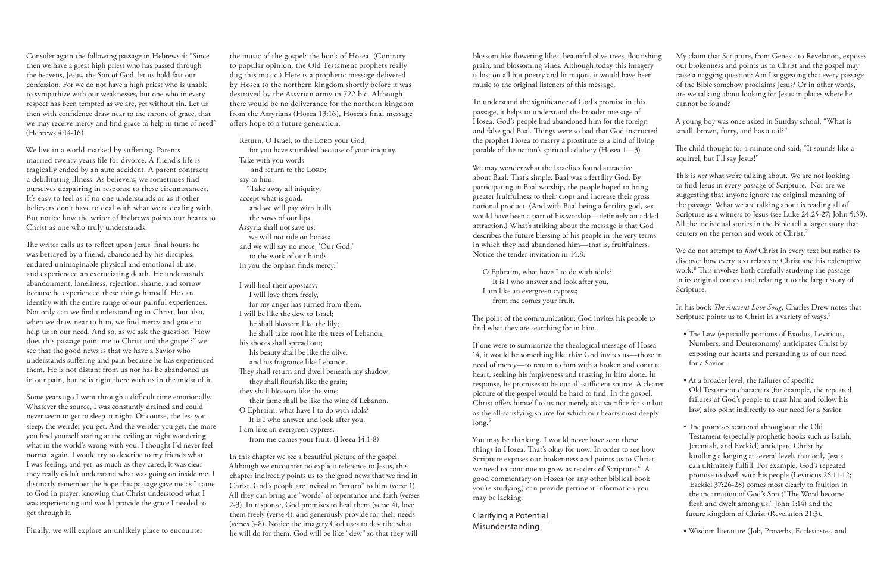Consider again the following passage in Hebrews 4: "Since then we have a great high priest who has passed through the heavens, Jesus, the Son of God, let us hold fast our confession. For we do not have a high priest who is unable to sympathize with our weaknesses, but one who in every respect has been tempted as we are, yet without sin. Let us then with confidence draw near to the throne of grace, that we may receive mercy and find grace to help in time of need" (Hebrews 4:14-16).

We live in a world marked by suffering. Parents married twenty years file for divorce. A friend's life is tragically ended by an auto accident. A parent contracts a debilitating illness. As believers, we sometimes find ourselves despairing in response to these circumstances. It's easy to feel as if no one understands or as if other believers don't have to deal with what we're dealing with. But notice how the writer of Hebrews points our hearts to Christ as one who truly understands.

The writer calls us to reflect upon Jesus' final hours: he was betrayed by a friend, abandoned by his disciples, endured unimaginable physical and emotional abuse, and experienced an excruciating death. He understands abandonment, loneliness, rejection, shame, and sorrow because he experienced these things himself. He can identify with the entire range of our painful experiences. Not only can we find understanding in Christ, but also, when we draw near to him, we find mercy and grace to help us in our need. And so, as we ask the question "How does this passage point me to Christ and the gospel?" we see that the good news is that we have a Savior who understands suffering and pain because he has experienced them. He is not distant from us nor has he abandoned us in our pain, but he is right there with us in the midst of it.

Some years ago I went through a difficult time emotionally. Whatever the source, I was constantly drained and could never seem to get to sleep at night. Of course, the less you sleep, the weirder you get. And the weirder you get, the more you find yourself staring at the ceiling at night wondering what in the world's wrong with you. I thought I'd never feel normal again. I would try to describe to my friends what I was feeling, and yet, as much as they cared, it was clear they really didn't understand what was going on inside me. I distinctly remember the hope this passage gave me as I came to God in prayer, knowing that Christ understood what I was experiencing and would provide the grace I needed to get through it.

Finally, we will explore an unlikely place to encounter the music of the gospel: the book of Hosea. (Contrary to popular opinion, the Old Testament prophets really dug this music.) Here is a prophetic message delivered by Hosea to the northern kingdom shortly before it was destroyed by the Assyrian army in 722 b.c. Although there would be no deliverance for the northern kingdom from the Assyrians (Hosea 13:16), Hosea's final message offers hope to a future generation:

> Return, O Israel, to the Lord your God,
> for you have stumbled because of your iniquity.
> Take with you words
> and return to the Lord;
> say to him,
> "Take away all iniquity;
> accept what is good,
> and we will pay with bulls
> the vows of our lips.
> Assyria shall not save us;
> we will not ride on horses;
> and we will say no more, 'Our God,'
> to the work of our hands.
> In you the orphan finds mercy."
>
> I will heal their apostasy;
> I will love them freely,
> for my anger has turned from them.
> I will be like the dew to Israel;
> he shall blossom like the lily;
> he shall take root like the trees of Lebanon;
> his shoots shall spread out;
> his beauty shall be like the olive,
> and his fragrance like Lebanon.
> They shall return and dwell beneath my shadow;
> they shall flourish like the grain;
> they shall blossom like the vine;
> their fame shall be like the wine of Lebanon.
> O Ephraim, what have I to do with idols?
> It is I who answer and look after you.
> I am like an evergreen cypress;
> from me comes your fruit. (Hosea 14:1-8)

In this chapter we see a beautiful picture of the gospel. Although we encounter no explicit reference to Jesus, this chapter indirectly points us to the good news that we find in Christ. God's people are invited to "return" to him (verse 1). All they can bring are "words" of repentance and faith (verses 2-3). In response, God promises to heal them (verse 4), love them freely (verse 4), and generously provide for their needs (verses 5-8). Notice the imagery God uses to describe what he will do for them. God will be like "dew" so that they will blossom like flowering lilies, beautiful olive trees, flourishing grain, and blossoming vines. Although today this imagery is lost on all but poetry and lit majors, it would have been music to the original listeners of this message.

To understand the significance of God's promise in this passage, it helps to understand the broader message of Hosea. God's people had abandoned him for the foreign and false god Baal. Things were so bad that God instructed the prophet Hosea to marry a prostitute as a kind of living parable of the nation's spiritual adultery (Hosea 1—3).

We may wonder what the Israelites found attractive about Baal. That's simple: Baal was a fertility God. By participating in Baal worship, the people hoped to bring greater fruitfulness to their crops and increase their gross national product. (And with Baal being a fertility god, sex would have been a part of his worship—definitely an added attraction.) What's striking about the message is that God describes the future blessing of his people in the very terms in which they had abandoned him—that is, fruitfulness. Notice the tender invitation in 14:8:

> O Ephraim, what have I to do with idols?
> It is I who answer and look after you.
> I am like an evergreen cypress;
> from me comes your fruit.

The point of the communication: God invites his people to find what they are searching for in him.

If one were to summarize the theological message of Hosea 14, it would be something like this: God invites us—those in need of mercy—to return to him with a broken and contrite heart, seeking his forgiveness and trusting in him alone. In response, he promises to be our all-sufficient source. A clearer picture of the gospel would be hard to find. In the gospel, Christ offers himself to us not merely as a sacrifice for sin but as the all-satisfying source for which our hearts most deeply long.[5]

You may be thinking, I would never have seen these things in Hosea. That's okay for now. In order to see how Scripture exposes our brokenness and points us to Christ, we need to continue to grow as readers of Scripture.[6] A good commentary on Hosea (or any other biblical book you're studying) can provide pertinent information you may be lacking.

## Clarifying a Potential Misunderstanding

My claim that Scripture, from Genesis to Revelation, exposes our brokenness and points us to Christ and the gospel may raise a nagging question: Am I suggesting that every passage of the Bible somehow proclaims Jesus? Or in other words, are we talking about looking for Jesus in places where he cannot be found?

A young boy was once asked in Sunday school, "What is small, brown, furry, and has a tail?"

The child thought for a minute and said, "It sounds like a squirrel, but I'll say Jesus!"

This is *not* what we're talking about. We are not looking to find Jesus in every passage of Scripture. Nor are we suggesting that anyone ignore the original meaning of the passage. What we are talking about is reading all of Scripture as a witness to Jesus (see Luke 24:25-27; John 5:39). All the individual stories in the Bible tell a larger story that centers on the person and work of Christ.[7]

We do not attempt to *find* Christ in every text but rather to discover how every text relates to Christ and his redemptive work.[8] This involves both carefully studying the passage in its original context and relating it to the larger story of Scripture.

In his book *The Ancient Love Song*, Charles Drew notes that Scripture points us to Christ in a variety of ways.[9]

- The Law (especially portions of Exodus, Leviticus, Numbers, and Deuteronomy) anticipates Christ by exposing our hearts and persuading us of our need for a Savior.
- At a broader level, the failures of specific Old Testament characters (for example, the repeated failures of God's people to trust him and follow his law) also point indirectly to our need for a Savior.
- The promises scattered throughout the Old Testament (especially prophetic books such as Isaiah, Jeremiah, and Ezekiel) anticipate Christ by kindling a longing at several levels that only Jesus can ultimately fulfill. For example, God's repeated promise to dwell with his people (Leviticus 26:11-12; Ezekiel 37:26-28) comes most clearly to fruition in the incarnation of God's Son ("The Word become flesh and dwelt among us," John 1:14) and the future kingdom of Christ (Revelation 21:3).
- Wisdom literature (Job, Proverbs, Ecclesiastes, and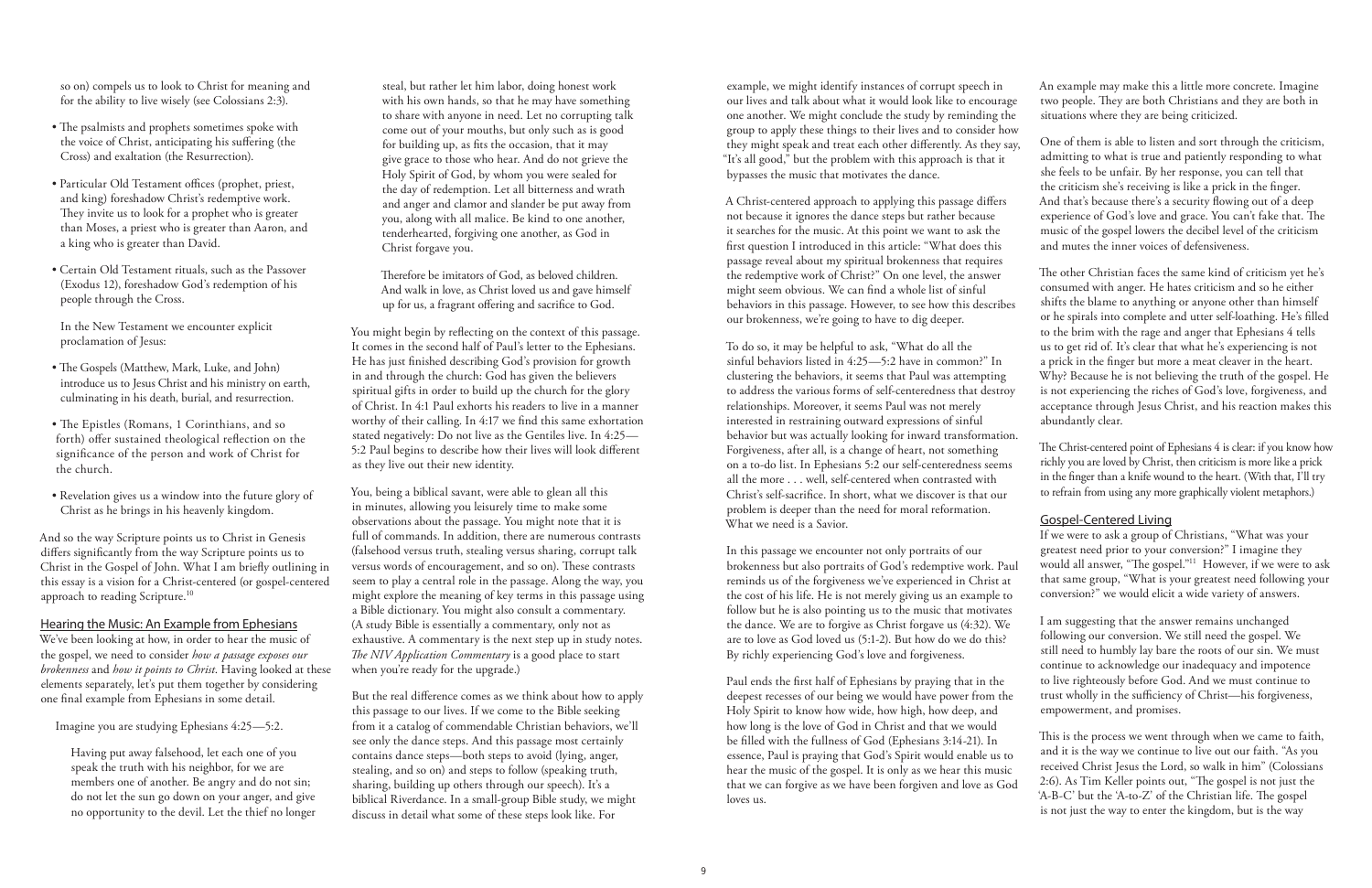so on) compels us to look to Christ for meaning and for the ability to live wisely (see Colossians 2:3).

- The psalmists and prophets sometimes spoke with the voice of Christ, anticipating his suffering (the Cross) and exaltation (the Resurrection).
- Particular Old Testament offices (prophet, priest, and king) foreshadow Christ's redemptive work. They invite us to look for a prophet who is greater than Moses, a priest who is greater than Aaron, and a king who is greater than David.
- Certain Old Testament rituals, such as the Passover (Exodus 12), foreshadow God's redemption of his people through the Cross.

In the New Testament we encounter explicit proclamation of Jesus:

- The Gospels (Matthew, Mark, Luke, and John) introduce us to Jesus Christ and his ministry on earth, culminating in his death, burial, and resurrection.
- The Epistles (Romans, 1 Corinthians, and so forth) offer sustained theological reflection on the significance of the person and work of Christ for the church.
- Revelation gives us a window into the future glory of Christ as he brings in his heavenly kingdom.

And so the way Scripture points us to Christ in Genesis differs significantly from the way Scripture points us to Christ in the Gospel of John. What I am briefly outlining in this essay is a vision for a Christ-centered (or gospel-centered) approach to reading Scripture.[10]

## Hearing the Music: An Example from Ephesians

We've been looking at how, in order to hear the music of the gospel, we need to consider *how a passage exposes our brokenness* and *how it points to Christ*. Having looked at these elements separately, let's put them together by considering one final example from Ephesians in some detail.

Imagine you are studying Ephesians 4:25—5:2.

> Having put away falsehood, let each one of you speak the truth with his neighbor, for we are members one of another. Be angry and do not sin; do not let the sun go down on your anger, and give no opportunity to the devil. Let the thief no longer steal, but rather let him labor, doing honest work with his own hands, so that he may have something to share with anyone in need. Let no corrupting talk come out of your mouths, but only such as is good for building up, as fits the occasion, that it may give grace to those who hear. And do not grieve the Holy Spirit of God, by whom you were sealed for the day of redemption. Let all bitterness and wrath and anger and clamor and slander be put away from you, along with all malice. Be kind to one another, tenderhearted, forgiving one another, as God in Christ forgave you.
>
> Therefore be imitators of God, as beloved children. And walk in love, as Christ loved us and gave himself up for us, a fragrant offering and sacrifice to God.

You might begin by reflecting on the context of this passage. It comes in the second half of Paul's letter to the Ephesians. He has just finished describing God's provision for growth in and through the church: God has given the believers spiritual gifts in order to build up the church for the glory of Christ. In 4:1 Paul exhorts his readers to live in a manner worthy of their calling. In 4:17 we find this same exhortation stated negatively: Do not live as the Gentiles live. In 4:25—5:2 Paul begins to describe how their lives will look different as they live out their new identity.

You, being a biblical savant, were able to glean all this in minutes, allowing you leisurely time to make some observations about the passage. You might note that it is full of commands. In addition, there are numerous contrasts (falsehood versus truth, stealing versus sharing, corrupt talk versus words of encouragement, and so on). These contrasts seem to play a central role in the passage. Along the way, you might explore the meaning of key terms in this passage using a Bible dictionary. You might also consult a commentary. (A study Bible is essentially a commentary, only not as exhaustive. A commentary is the next step up in study notes. *The NIV Application Commentary* is a good place to start when you're ready for the upgrade.)

But the real difference comes as we think about how to apply this passage to our lives. If we come to the Bible seeking from it a catalog of commendable Christian behaviors, we'll see only the dance steps. And this passage most certainly contains dance steps—both steps to avoid (lying, anger, stealing, and so on) and steps to follow (speaking truth, sharing, building up others through our speech). It's a biblical Riverdance. In a small-group Bible study, we might discuss in detail what some of these steps look like. For example, we might identify instances of corrupt speech in our lives and talk about what it would look like to encourage one another. We might conclude the study by reminding the group to apply these things to their lives and to consider how they might speak and treat each other differently. As they say, "It's all good," but the problem with this approach is that it bypasses the music that motivates the dance.

A Christ-centered approach to applying this passage differs not because it ignores the dance steps but rather because it searches for the music. At this point we want to ask the first question I introduced in this article: "What does this passage reveal about my spiritual brokenness that requires the redemptive work of Christ?" On one level, the answer might seem obvious. We can find a whole list of sinful behaviors in this passage. However, to see how this describes our brokenness, we're going to have to dig deeper.

To do so, it may be helpful to ask, "What do all the sinful behaviors listed in 4:25—5:2 have in common?" In clustering the behaviors, it seems that Paul was attempting to address the various forms of self-centeredness that destroy relationships. Moreover, it seems Paul was not merely interested in restraining outward expressions of sinful behavior but was actually looking for inward transformation. Forgiveness, after all, is a change of heart, not something on a to-do list. In Ephesians 5:2 our self-centeredness seems all the more . . . well, self-centered when contrasted with Christ's self-sacrifice. In short, what we discover is that our problem is deeper than the need for moral reformation. What we need is a Savior.

In this passage we encounter not only portraits of our brokenness but also portraits of God's redemptive work. Paul reminds us of the forgiveness we've experienced in Christ at the cost of his life. He is not merely giving us an example to follow but he is also pointing us to the music that motivates the dance. We are to forgive as Christ forgave us (4:32). We are to love as God loved us (5:1-2). But how do we do this? By richly experiencing God's love and forgiveness.

Paul ends the first half of Ephesians by praying that in the deepest recesses of our being we would have power from the Holy Spirit to know how wide, how high, how deep, and how long is the love of God in Christ and that we would be filled with the fullness of God (Ephesians 3:14-21). In essence, Paul is praying that God's Spirit would enable us to hear the music of the gospel. It is only as we hear this music that we can forgive as we have been forgiven and love as God loves us.

An example may make this a little more concrete. Imagine two people. They are both Christians and they are both in situations where they are being criticized.

One of them is able to listen and sort through the criticism, admitting to what is true and patiently responding to what she feels to be unfair. By her response, you can tell that the criticism she's receiving is like a prick in the finger. And that's because there's a security flowing out of a deep experience of God's love and grace. You can't fake that. The music of the gospel lowers the decibel level of the criticism and mutes the inner voices of defensiveness.

The other Christian faces the same kind of criticism yet he's consumed with anger. He hates criticism and so he either shifts the blame to anything or anyone other than himself or he spirals into complete and utter self-loathing. He's filled to the brim with the rage and anger that Ephesians 4 tells us to get rid of. It's clear that what he's experiencing is not a prick in the finger but more a meat cleaver in the heart. Why? Because he is not believing the truth of the gospel. He is not experiencing the riches of God's love, forgiveness, and acceptance through Jesus Christ, and his reaction makes this abundantly clear.

The Christ-centered point of Ephesians 4 is clear: if you know how richly you are loved by Christ, then criticism is more like a prick in the finger than a knife wound to the heart. (With that, I'll try to refrain from using any more graphically violent metaphors.)

## Gospel-Centered Living

If we were to ask a group of Christians, "What was your greatest need prior to your conversion?" I imagine they would all answer, "The gospel."[11] However, if we were to ask that same group, "What is your greatest need following your conversion?" we would elicit a wide variety of answers.

I am suggesting that the answer remains unchanged following our conversion. We still need the gospel. We still need to humbly lay bare the roots of our sin. We must continue to acknowledge our inadequacy and impotence to live righteously before God. And we must continue to trust wholly in the sufficiency of Christ—his forgiveness, empowerment, and promises.

This is the process we went through when we came to faith, and it is the way we continue to live out our faith. "As you received Christ Jesus the Lord, so walk in him" (Colossians 2:6). As Tim Keller points out, "The gospel is not just the 'A-B-C' but the 'A-to-Z' of the Christian life. The gospel is not just the way to enter the kingdom, but is the way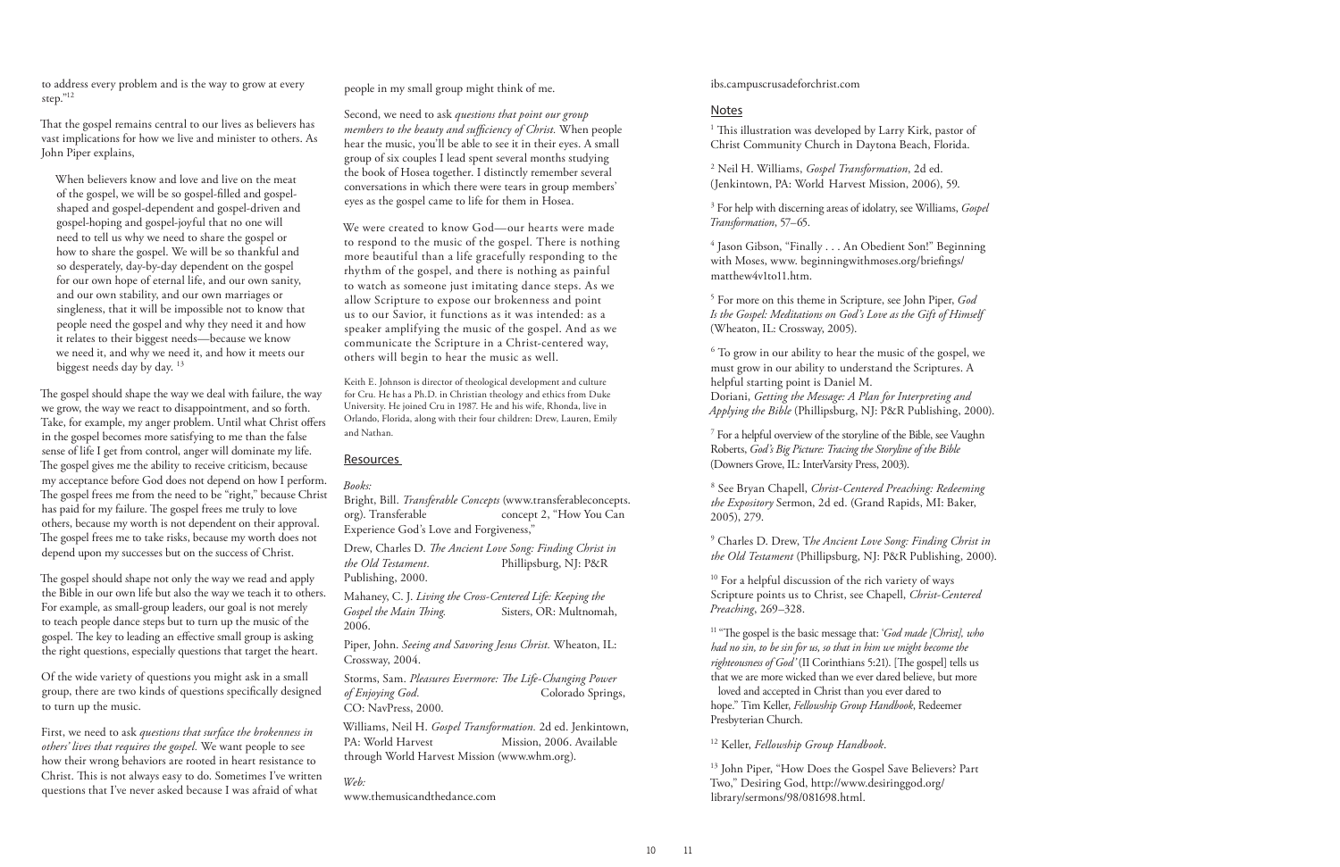to address every problem and is the way to grow at every step."[12]

That the gospel remains central to our lives as believers has vast implications for how we live and minister to others. As John Piper explains,

> When believers know and love and live on the meat of the gospel, we will be so gospel-filled and gospel-shaped and gospel-dependent and gospel-driven and gospel-hoping and gospel-joyful that no one will need to tell us why we need to share the gospel or how to share the gospel. We will be so thankful and so desperately, day-by-day dependent on the gospel for our own hope of eternal life, and our own sanity, and our own stability, and our own marriages or singleness, that it will be impossible not to know that people need the gospel and why they need it and how it relates to their biggest needs—because we know we need it, and why we need it, and how it meets our biggest needs day by day. [13]

The gospel should shape the way we deal with failure, the way we grow, the way we react to disappointment, and so forth. Take, for example, my anger problem. Until what Christ offers in the gospel becomes more satisfying to me than the false sense of life I get from control, anger will dominate my life. The gospel gives me the ability to receive criticism, because my acceptance before God does not depend on how I perform. The gospel frees me from the need to be "right," because Christ has paid for my failure. The gospel frees me truly to love others, because my worth is not dependent on their approval. The gospel frees me to take risks, because my worth does not depend upon my successes but on the success of Christ.

The gospel should shape not only the way we read and apply the Bible in our own life but also the way we teach it to others. For example, as small-group leaders, our goal is not merely to teach people dance steps but to turn up the music of the gospel. The key to leading an effective small group is asking the right questions, especially questions that target the heart.

Of the wide variety of questions you might ask in a small group, there are two kinds of questions specifically designed to turn up the music.

First, we need to ask *questions that surface the brokenness in others' lives that requires the gospel.* We want people to see how their wrong behaviors are rooted in heart resistance to Christ. This is not always easy to do. Sometimes I've written questions that I've never asked because I was afraid of what people in my small group might think of me.

Second, we need to ask *questions that point our group members to the beauty and sufficiency of Christ.* When people hear the music, you'll be able to see it in their eyes. A small group of six couples I lead spent several months studying the book of Hosea together. I distinctly remember several conversations in which there were tears in group members' eyes as the gospel came to life for them in Hosea.

We were created to know God—our hearts were made to respond to the music of the gospel. There is nothing more beautiful than a life gracefully responding to the rhythm of the gospel, and there is nothing as painful to watch as someone just imitating dance steps. As we allow Scripture to expose our brokenness and point us to our Savior, it functions as it was intended: as a speaker amplifying the music of the gospel. And as we communicate the Scripture in a Christ-centered way, others will begin to hear the music as well.

Keith E. Johnson is director of theological development and culture for Cru. He has a Ph.D. in Christian theology and ethics from Duke University. He joined Cru in 1987. He and his wife, Rhonda, live in Orlando, Florida, along with their four children: Drew, Lauren, Emily and Nathan.

## Resources

*Books:*

Bright, Bill. *Transferable Concepts* (www.transferableconcepts.org). Transferable concept 2, "How You Can Experience God's Love and Forgiveness,"

Drew, Charles D. *The Ancient Love Song: Finding Christ in the Old Testament.* Phillipsburg, NJ: P&R Publishing, 2000.

Mahaney, C. J. *Living the Cross-Centered Life: Keeping the Gospel the Main Thing.* Sisters, OR: Multnomah, 2006.

Piper, John. *Seeing and Savoring Jesus Christ.* Wheaton, IL: Crossway, 2004.

Storms, Sam. *Pleasures Evermore: The Life-Changing Power of Enjoying God.* Colorado Springs, CO: NavPress, 2000.

Williams, Neil H. *Gospel Transformation.* 2d ed. Jenkintown, PA: World Harvest Mission, 2006. Available through World Harvest Mission (www.whm.org).

*Web:*

www.themusicandthedance.com

ibs.campuscrusadeforchrist.com

## Notes

[1] This illustration was developed by Larry Kirk, pastor of Christ Community Church in Daytona Beach, Florida.

[2] Neil H. Williams, *Gospel Transformation*, 2d ed. (Jenkintown, PA: World Harvest Mission, 2006), 59.

[3] For help with discerning areas of idolatry, see Williams, *Gospel Transformation*, 57–65.

[4] Jason Gibson, "Finally . . . An Obedient Son!" Beginning with Moses, www. beginningwithmoses.org/briefings/matthew4v1to11.htm.

[5] For more on this theme in Scripture, see John Piper, *God Is the Gospel: Meditations on God's Love as the Gift of Himself* (Wheaton, IL: Crossway, 2005).

[6] To grow in our ability to hear the music of the gospel, we must grow in our ability to understand the Scriptures. A helpful starting point is Daniel M. Doriani, *Getting the Message: A Plan for Interpreting and Applying the Bible* (Phillipsburg, NJ: P&R Publishing, 2000).

[7] For a helpful overview of the storyline of the Bible, see Vaughn Roberts, *God's Big Picture: Tracing the Storyline of the Bible* (Downers Grove, IL: InterVarsity Press, 2003).

[8] See Bryan Chapell, *Christ-Centered Preaching: Redeeming the Expository* Sermon, 2d ed. (Grand Rapids, MI: Baker, 2005), 279.

[9] Charles D. Drew, T*he Ancient Love Song: Finding Christ in the Old Testament* (Phillipsburg, NJ: P&R Publishing, 2000).

[10] For a helpful discussion of the rich variety of ways Scripture points us to Christ, see Chapell, *Christ-Centered Preaching*, 269–328.

[11] "The gospel is the basic message that: '*God made [Christ], who had no sin, to be sin for us, so that in him we might become the righteousness of God'* (II Corinthians 5:21). [The gospel] tells us that we are more wicked than we ever dared believe, but more loved and accepted in Christ than you ever dared to hope." Tim Keller, *Fellowship Group Handbook*, Redeemer Presbyterian Church.

[12] Keller, *Fellowship Group Handbook*.

[13] John Piper, "How Does the Gospel Save Believers? Part Two," Desiring God, http://www.desiringgod.org/library/sermons/98/081698.html.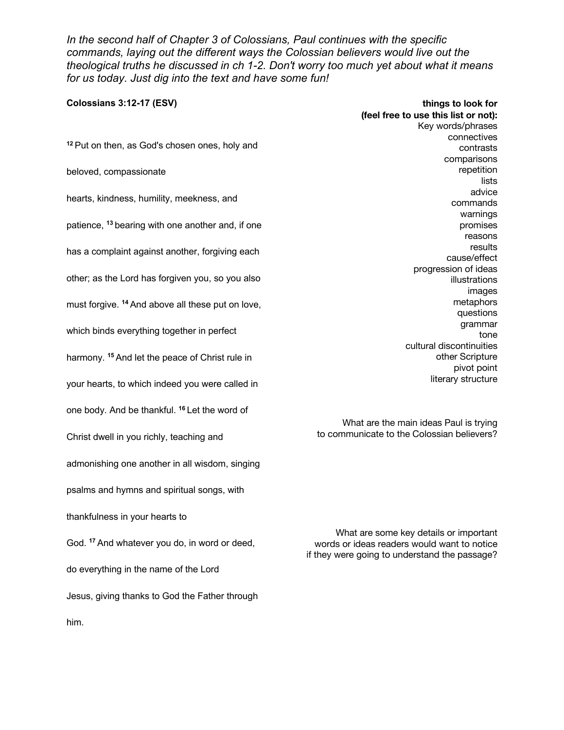*In the second half of Chapter 3 of Colossians, Paul continues with the specific commands, laying out the different ways the Colossian believers would live out the theological truths he discussed in ch 1-2. Don't worry too much yet about what it means for us today. Just dig into the text and have some fun!*

**Colossians 3:12-17 (ESV)**

[12] Put on then, as God's chosen ones, holy and beloved, compassionate hearts, kindness, humility, meekness, and patience, [13] bearing with one another and, if one has a complaint against another, forgiving each other; as the Lord has forgiven you, so you also must forgive. [14] And above all these put on love, which binds everything together in perfect harmony. [15] And let the peace of Christ rule in your hearts, to which indeed you were called in one body. And be thankful. [16] Let the word of Christ dwell in you richly, teaching and admonishing one another in all wisdom, singing psalms and hymns and spiritual songs, with thankfulness in your hearts to God. [17] And whatever you do, in word or deed, do everything in the name of the Lord Jesus, giving thanks to God the Father through him.

**things to look for (feel free to use this list or not):**

Key words/phrases
connectives
contrasts
comparisons
repetition
lists
advice
commands
warnings
promises
reasons
results
cause/effect
progression of ideas
illustrations
images
metaphors
questions
grammar
tone
cultural discontinuities
other Scripture
pivot point
literary structure

What are the main ideas Paul is trying to communicate to the Colossian believers?

What are some key details or important words or ideas readers would want to notice if they were going to understand the passage?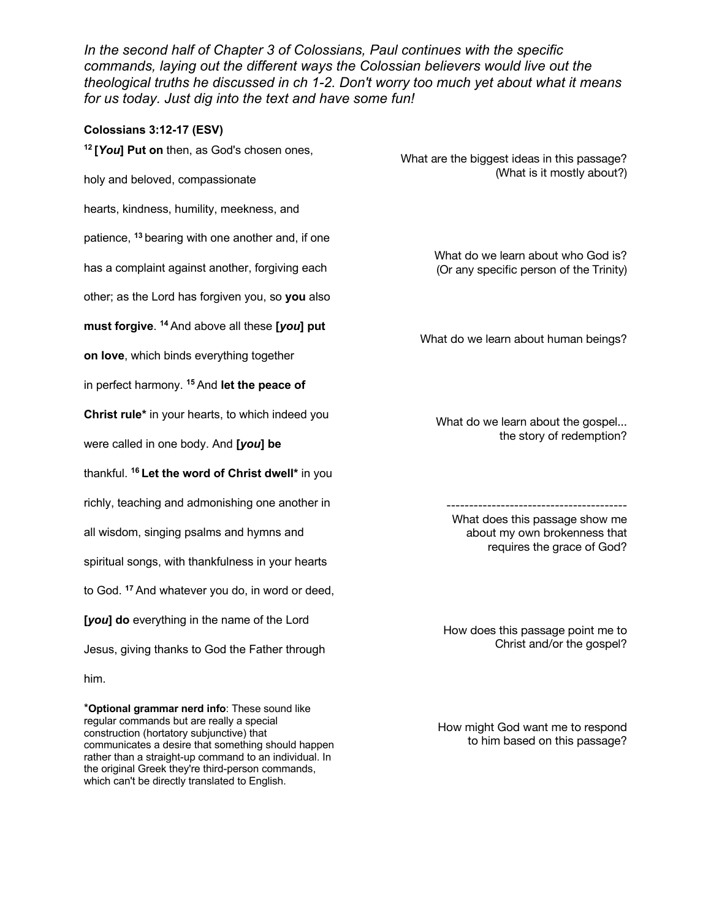*In the second half of Chapter 3 of Colossians, Paul continues with the specific commands, laying out the different ways the Colossian believers would live out the theological truths he discussed in ch 1-2. Don't worry too much yet about what it means for us today. Just dig into the text and have some fun!*

**Colossians 3:12-17 (ESV)**

[12] **[*You*] Put on** then, as God's chosen ones, holy and beloved, compassionate hearts, kindness, humility, meekness, and patience, [13] bearing with one another and, if one has a complaint against another, forgiving each other; as the Lord has forgiven you, so **you** also **must forgive**. [14] And above all these **[*you*] put on love**, which binds everything together in perfect harmony. [15] And **let the peace of Christ rule*** in your hearts, to which indeed you were called in one body. And **[*you*] be** thankful. [16] **Let the word of Christ dwell*** in you richly, teaching and admonishing one another in all wisdom, singing psalms and hymns and spiritual songs, with thankfulness in your hearts to God. [17] And whatever you do, in word or deed, **[*you*] do** everything in the name of the Lord Jesus, giving thanks to God the Father through him.

*__Optional grammar nerd info__: These sound like regular commands but are really a special construction (hortatory subjunctive) that communicates a desire that something should happen rather than a straight-up command to an individual. In the original Greek they're third-person commands, which can't be directly translated to English.

What are the biggest ideas in this passage? (What is it mostly about?)

What do we learn about who God is? (Or any specific person of the Trinity)

What do we learn about human beings?

What do we learn about the gospel... the story of redemption?

----------------------------------------

What does this passage show me about my own brokenness that requires the grace of God?

How does this passage point me to Christ and/or the gospel?

How might God want me to respond to him based on this passage?